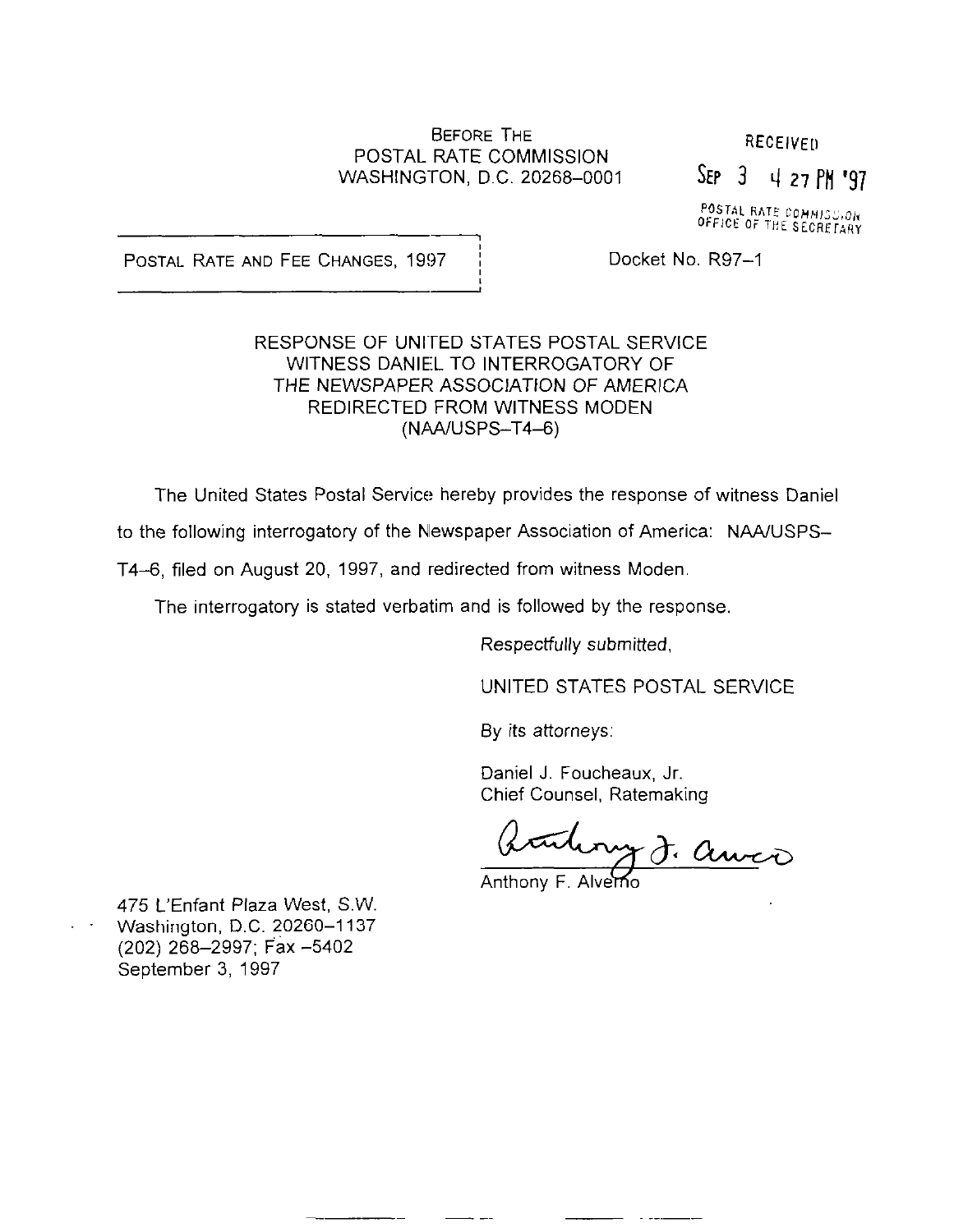BEFORE THE
POSTAL RATE COMMISSION
WASHINGTON, D.C. 20268-0001

RECEIVED

SEP 3 4 27 PM '97

POSTAL RATE COMMISSION
OFFICE OF THE SECRETARY

POSTAL RATE AND FEE CHANGES, 1997

Docket No. R97-1

RESPONSE OF UNITED STATES POSTAL SERVICE
WITNESS DANIEL TO INTERROGATORY OF
THE NEWSPAPER ASSOCIATION OF AMERICA
REDIRECTED FROM WITNESS MODEN
(NAA/USPS-T4-6)

The United States Postal Service hereby provides the response of witness Daniel to the following interrogatory of the Newspaper Association of America: NAA/USPS-T4-6, filed on August 20, 1997, and redirected from witness Moden.

The interrogatory is stated verbatim and is followed by the response.

*Respectfully submitted,*

UNITED STATES POSTAL SERVICE

*By its attorneys:*

Daniel J. Foucheaux, Jr.
Chief Counsel, Ratemaking

Anthony F. Alverno

475 L'Enfant Plaza West, S.W.
Washington, D.C. 20260-1137
(202) 268-2997; Fax -5402
September 3, 1997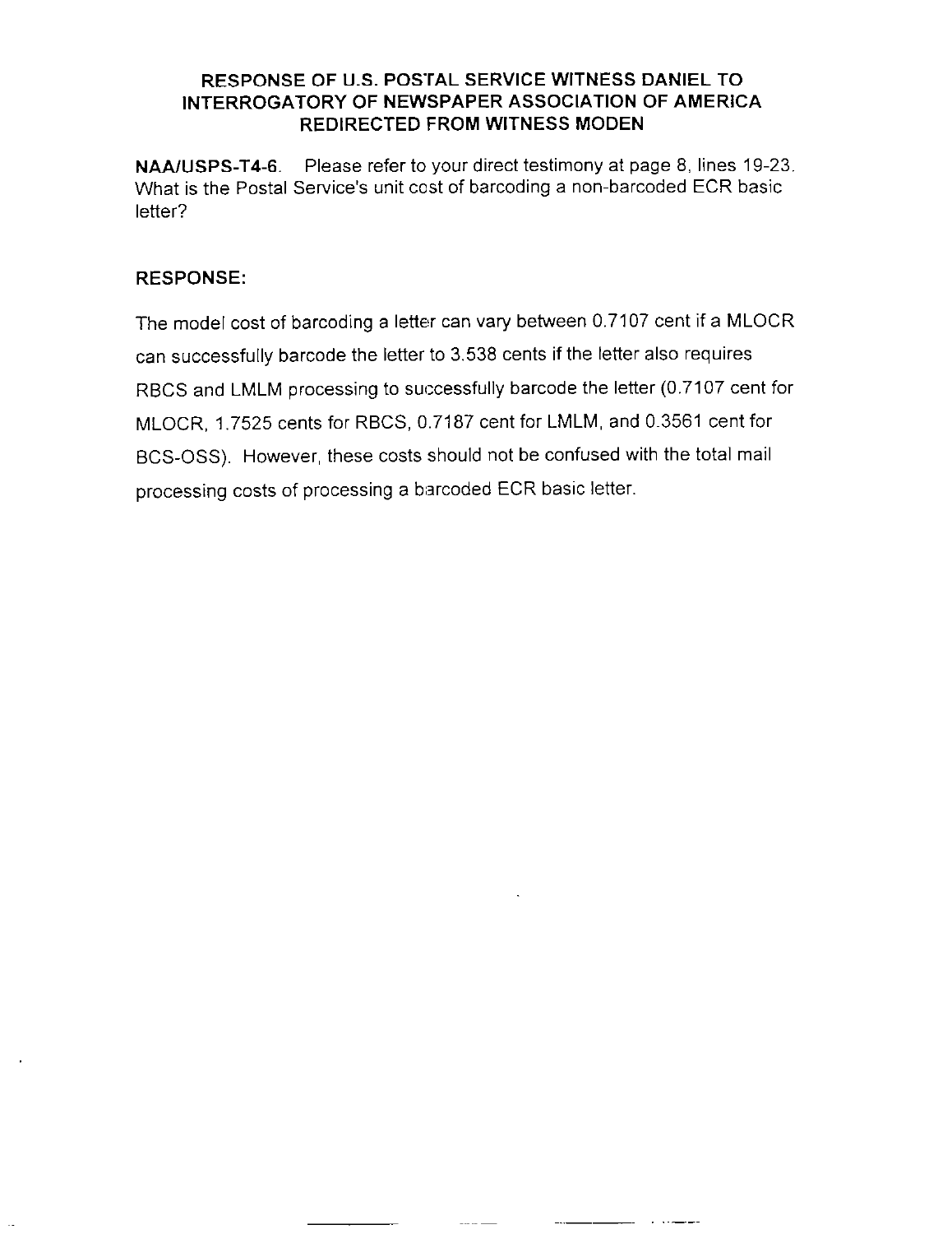## RESPONSE OF U.S. POSTAL SERVICE WITNESS DANIEL TO INTERROGATORY OF NEWSPAPER ASSOCIATION OF AMERICA REDIRECTED FROM WITNESS MODEN

**NAA/USPS-T4-6.** Please refer to your direct testimony at page 8, lines 19-23. What is the Postal Service's unit cost of barcoding a non-barcoded ECR basic letter?

**RESPONSE:**

The model cost of barcoding a letter can vary between 0.7107 cent if a MLOCR can successfully barcode the letter to 3.538 cents if the letter also requires RBCS and LMLM processing to successfully barcode the letter (0.7107 cent for MLOCR, 1.7525 cents for RBCS, 0.7187 cent for LMLM, and 0.3561 cent for BCS-OSS). However, these costs should not be confused with the total mail processing costs of processing a barcoded ECR basic letter.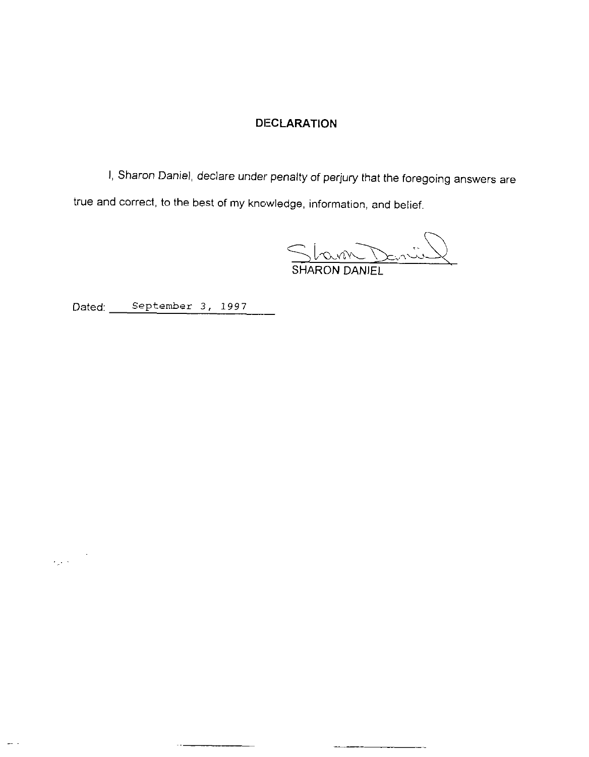## DECLARATION

I, Sharon Daniel, declare under penalty of perjury that the foregoing answers are true and correct, to the best of my knowledge, information, and belief.

SHARON DANIEL

Dated: September 3, 1997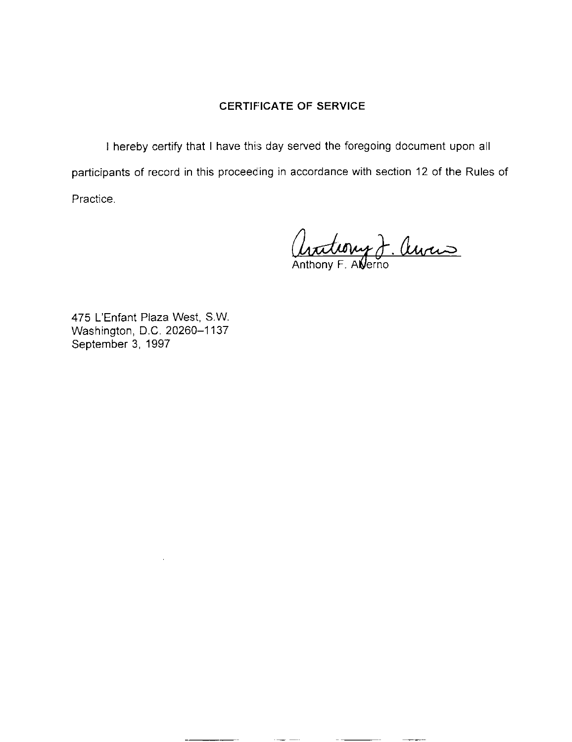## CERTIFICATE OF SERVICE

I hereby certify that I have this day served the foregoing document upon all participants of record in this proceeding in accordance with section 12 of the Rules of Practice.

Anthony F. Alverno

475 L'Enfant Plaza West, S.W.
Washington, D.C. 20260–1137
September 3, 1997